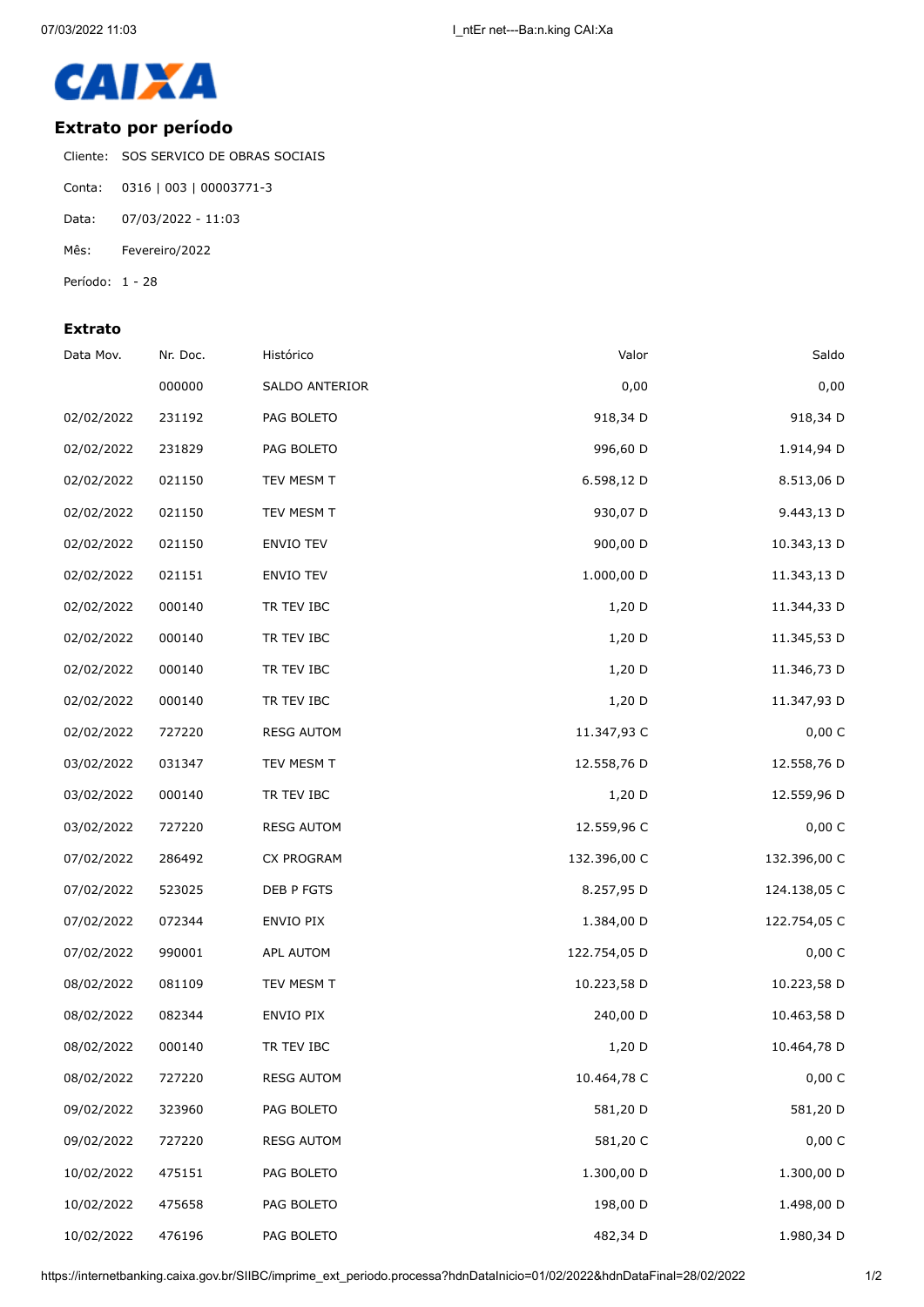CAIXA

## Extrato por período

Cliente: SOS SERVICO DE OBRAS SOCIAIS

Conta: 0316 | 003 | 00003771-3

Data: 07/03/2022 - 11:03

Mês: Fevereiro/2022

Período: 1 - 28

### Extrato

| Data Mov. | Nr. Doc. | Histórico | Valor | Saldo |
|---|---|---|---|---|
| | 000000 | SALDO ANTERIOR | 0,00 | 0,00 |
| 02/02/2022 | 231192 | PAG BOLETO | 918,34 D | 918,34 D |
| 02/02/2022 | 231829 | PAG BOLETO | 996,60 D | 1.914,94 D |
| 02/02/2022 | 021150 | TEV MESM T | 6.598,12 D | 8.513,06 D |
| 02/02/2022 | 021150 | TEV MESM T | 930,07 D | 9.443,13 D |
| 02/02/2022 | 021150 | ENVIO TEV | 900,00 D | 10.343,13 D |
| 02/02/2022 | 021151 | ENVIO TEV | 1.000,00 D | 11.343,13 D |
| 02/02/2022 | 000140 | TR TEV IBC | 1,20 D | 11.344,33 D |
| 02/02/2022 | 000140 | TR TEV IBC | 1,20 D | 11.345,53 D |
| 02/02/2022 | 000140 | TR TEV IBC | 1,20 D | 11.346,73 D |
| 02/02/2022 | 000140 | TR TEV IBC | 1,20 D | 11.347,93 D |
| 02/02/2022 | 727220 | RESG AUTOM | 11.347,93 C | 0,00 C |
| 03/02/2022 | 031347 | TEV MESM T | 12.558,76 D | 12.558,76 D |
| 03/02/2022 | 000140 | TR TEV IBC | 1,20 D | 12.559,96 D |
| 03/02/2022 | 727220 | RESG AUTOM | 12.559,96 C | 0,00 C |
| 07/02/2022 | 286492 | CX PROGRAM | 132.396,00 C | 132.396,00 C |
| 07/02/2022 | 523025 | DEB P FGTS | 8.257,95 D | 124.138,05 C |
| 07/02/2022 | 072344 | ENVIO PIX | 1.384,00 D | 122.754,05 C |
| 07/02/2022 | 990001 | APL AUTOM | 122.754,05 D | 0,00 C |
| 08/02/2022 | 081109 | TEV MESM T | 10.223,58 D | 10.223,58 D |
| 08/02/2022 | 082344 | ENVIO PIX | 240,00 D | 10.463,58 D |
| 08/02/2022 | 000140 | TR TEV IBC | 1,20 D | 10.464,78 D |
| 08/02/2022 | 727220 | RESG AUTOM | 10.464,78 C | 0,00 C |
| 09/02/2022 | 323960 | PAG BOLETO | 581,20 D | 581,20 D |
| 09/02/2022 | 727220 | RESG AUTOM | 581,20 C | 0,00 C |
| 10/02/2022 | 475151 | PAG BOLETO | 1.300,00 D | 1.300,00 D |
| 10/02/2022 | 475658 | PAG BOLETO | 198,00 D | 1.498,00 D |
| 10/02/2022 | 476196 | PAG BOLETO | 482,34 D | 1.980,34 D |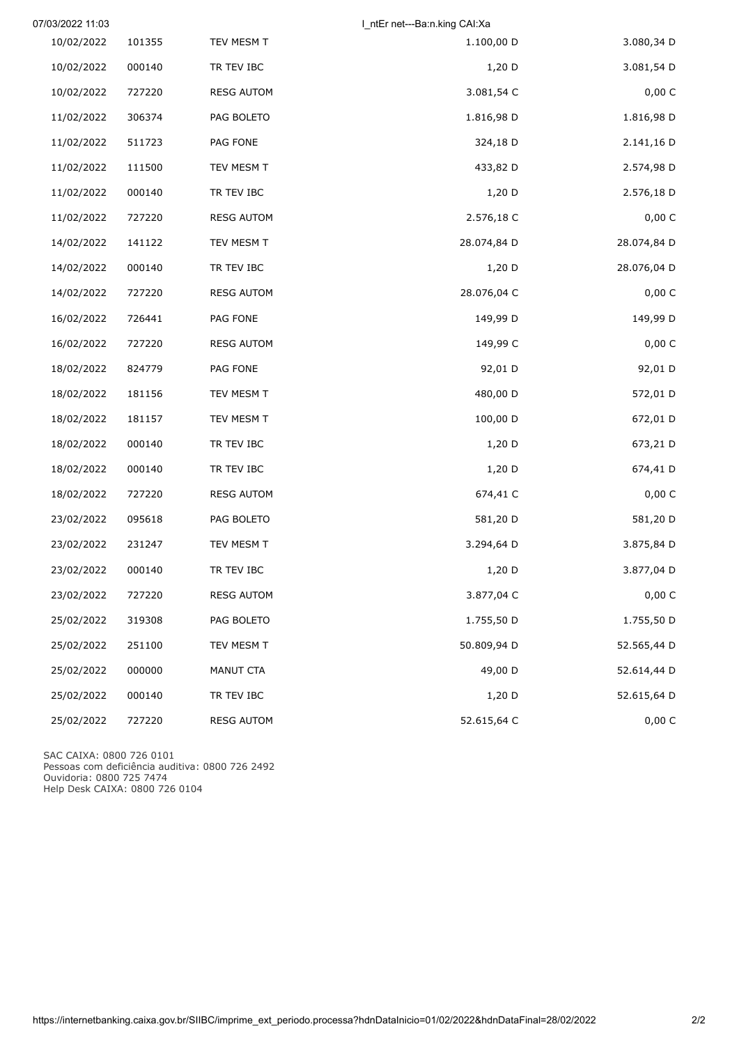| | | | | |
|---|---|---|---|---|
| 10/02/2022 | 101355 | TEV MESM T | 1.100,00 D | 3.080,34 D |
| 10/02/2022 | 000140 | TR TEV IBC | 1,20 D | 3.081,54 D |
| 10/02/2022 | 727220 | RESG AUTOM | 3.081,54 C | 0,00 C |
| 11/02/2022 | 306374 | PAG BOLETO | 1.816,98 D | 1.816,98 D |
| 11/02/2022 | 511723 | PAG FONE | 324,18 D | 2.141,16 D |
| 11/02/2022 | 111500 | TEV MESM T | 433,82 D | 2.574,98 D |
| 11/02/2022 | 000140 | TR TEV IBC | 1,20 D | 2.576,18 D |
| 11/02/2022 | 727220 | RESG AUTOM | 2.576,18 C | 0,00 C |
| 14/02/2022 | 141122 | TEV MESM T | 28.074,84 D | 28.074,84 D |
| 14/02/2022 | 000140 | TR TEV IBC | 1,20 D | 28.076,04 D |
| 14/02/2022 | 727220 | RESG AUTOM | 28.076,04 C | 0,00 C |
| 16/02/2022 | 726441 | PAG FONE | 149,99 D | 149,99 D |
| 16/02/2022 | 727220 | RESG AUTOM | 149,99 C | 0,00 C |
| 18/02/2022 | 824779 | PAG FONE | 92,01 D | 92,01 D |
| 18/02/2022 | 181156 | TEV MESM T | 480,00 D | 572,01 D |
| 18/02/2022 | 181157 | TEV MESM T | 100,00 D | 672,01 D |
| 18/02/2022 | 000140 | TR TEV IBC | 1,20 D | 673,21 D |
| 18/02/2022 | 000140 | TR TEV IBC | 1,20 D | 674,41 D |
| 18/02/2022 | 727220 | RESG AUTOM | 674,41 C | 0,00 C |
| 23/02/2022 | 095618 | PAG BOLETO | 581,20 D | 581,20 D |
| 23/02/2022 | 231247 | TEV MESM T | 3.294,64 D | 3.875,84 D |
| 23/02/2022 | 000140 | TR TEV IBC | 1,20 D | 3.877,04 D |
| 23/02/2022 | 727220 | RESG AUTOM | 3.877,04 C | 0,00 C |
| 25/02/2022 | 319308 | PAG BOLETO | 1.755,50 D | 1.755,50 D |
| 25/02/2022 | 251100 | TEV MESM T | 50.809,94 D | 52.565,44 D |
| 25/02/2022 | 000000 | MANUT CTA | 49,00 D | 52.614,44 D |
| 25/02/2022 | 000140 | TR TEV IBC | 1,20 D | 52.615,64 D |
| 25/02/2022 | 727220 | RESG AUTOM | 52.615,64 C | 0,00 C |

SAC CAIXA: 0800 726 0101
Pessoas com deficiência auditiva: 0800 726 2492
Ouvidoria: 0800 725 7474
Help Desk CAIXA: 0800 726 0104